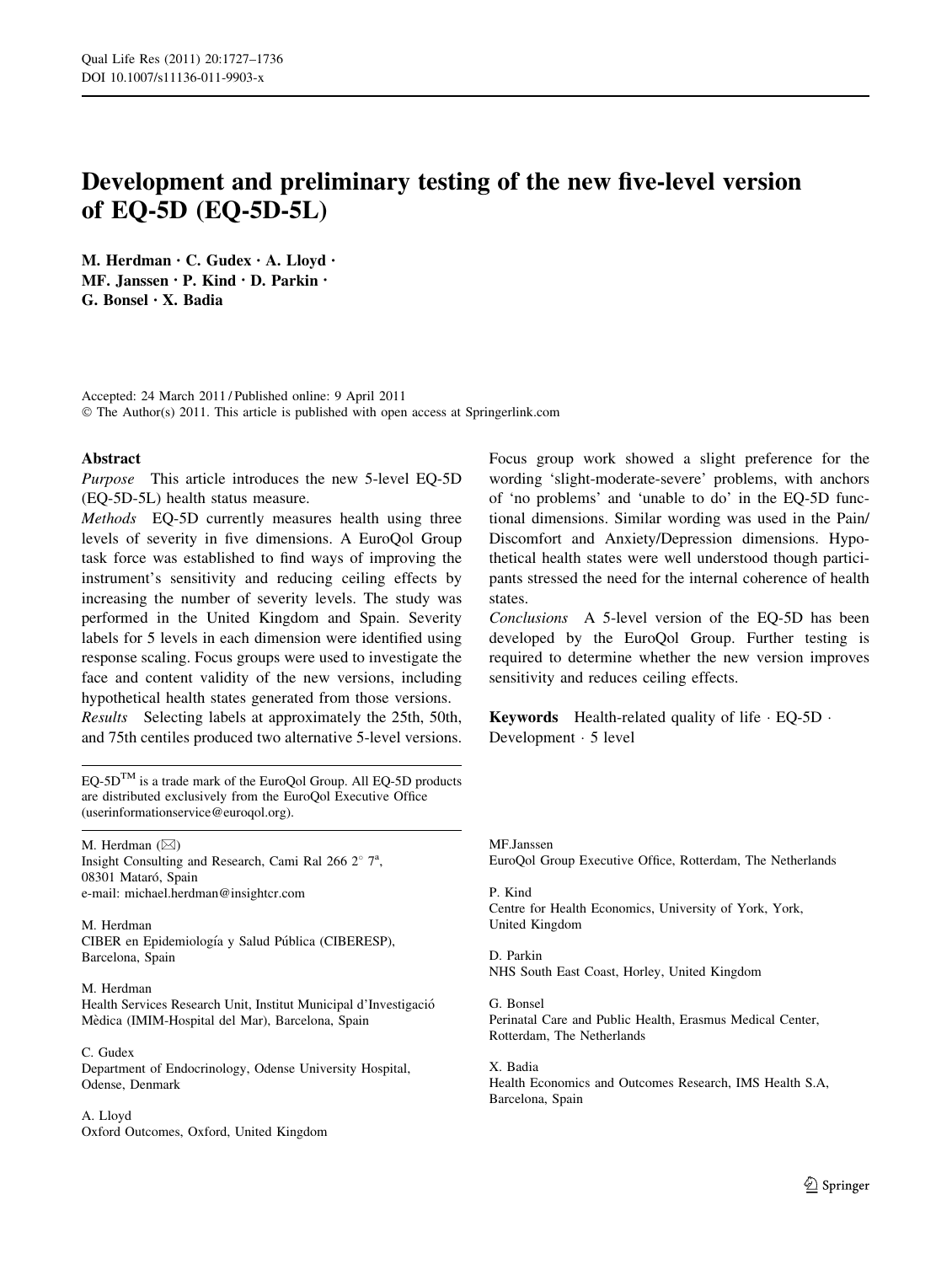# Development and preliminary testing of the new five-level version of EQ-5D (EQ-5D-5L)

**M. Herdman · C. Gudex · A. Lloyd · MF. Janssen · P. Kind · D. Parkin · G. Bonsel · X. Badia**

Accepted: 24 March 2011 / Published online: 9 April 2011
© The Author(s) 2011. This article is published with open access at Springerlink.com

## Abstract

*Purpose* This article introduces the new 5-level EQ-5D (EQ-5D-5L) health status measure.

*Methods* EQ-5D currently measures health using three levels of severity in five dimensions. A EuroQol Group task force was established to find ways of improving the instrument's sensitivity and reducing ceiling effects by increasing the number of severity levels. The study was performed in the United Kingdom and Spain. Severity labels for 5 levels in each dimension were identified using response scaling. Focus groups were used to investigate the face and content validity of the new versions, including hypothetical health states generated from those versions.

*Results* Selecting labels at approximately the 25th, 50th, and 75th centiles produced two alternative 5-level versions. Focus group work showed a slight preference for the wording 'slight-moderate-severe' problems, with anchors of 'no problems' and 'unable to do' in the EQ-5D functional dimensions. Similar wording was used in the Pain/Discomfort and Anxiety/Depression dimensions. Hypothetical health states were well understood though participants stressed the need for the internal coherence of health states.

*Conclusions* A 5-level version of the EQ-5D has been developed by the EuroQol Group. Further testing is required to determine whether the new version improves sensitivity and reduces ceiling effects.

**Keywords** Health-related quality of life · EQ-5D · Development · 5 level

EQ-5D™ is a trade mark of the EuroQol Group. All EQ-5D products are distributed exclusively from the EuroQol Executive Office (userinformationservice@euroqol.org).

M. Herdman (✉)
Insight Consulting and Research, Cami Ral 266 2° 7ª, 08301 Mataró, Spain
e-mail: michael.herdman@insightcr.com

M. Herdman
CIBER en Epidemiología y Salud Pública (CIBERESP), Barcelona, Spain

M. Herdman
Health Services Research Unit, Institut Municipal d'Investigació Mèdica (IMIM-Hospital del Mar), Barcelona, Spain

C. Gudex
Department of Endocrinology, Odense University Hospital, Odense, Denmark

A. Lloyd
Oxford Outcomes, Oxford, United Kingdom

MF.Janssen
EuroQol Group Executive Office, Rotterdam, The Netherlands

P. Kind
Centre for Health Economics, University of York, York, United Kingdom

D. Parkin
NHS South East Coast, Horley, United Kingdom

G. Bonsel
Perinatal Care and Public Health, Erasmus Medical Center, Rotterdam, The Netherlands

X. Badia
Health Economics and Outcomes Research, IMS Health S.A, Barcelona, Spain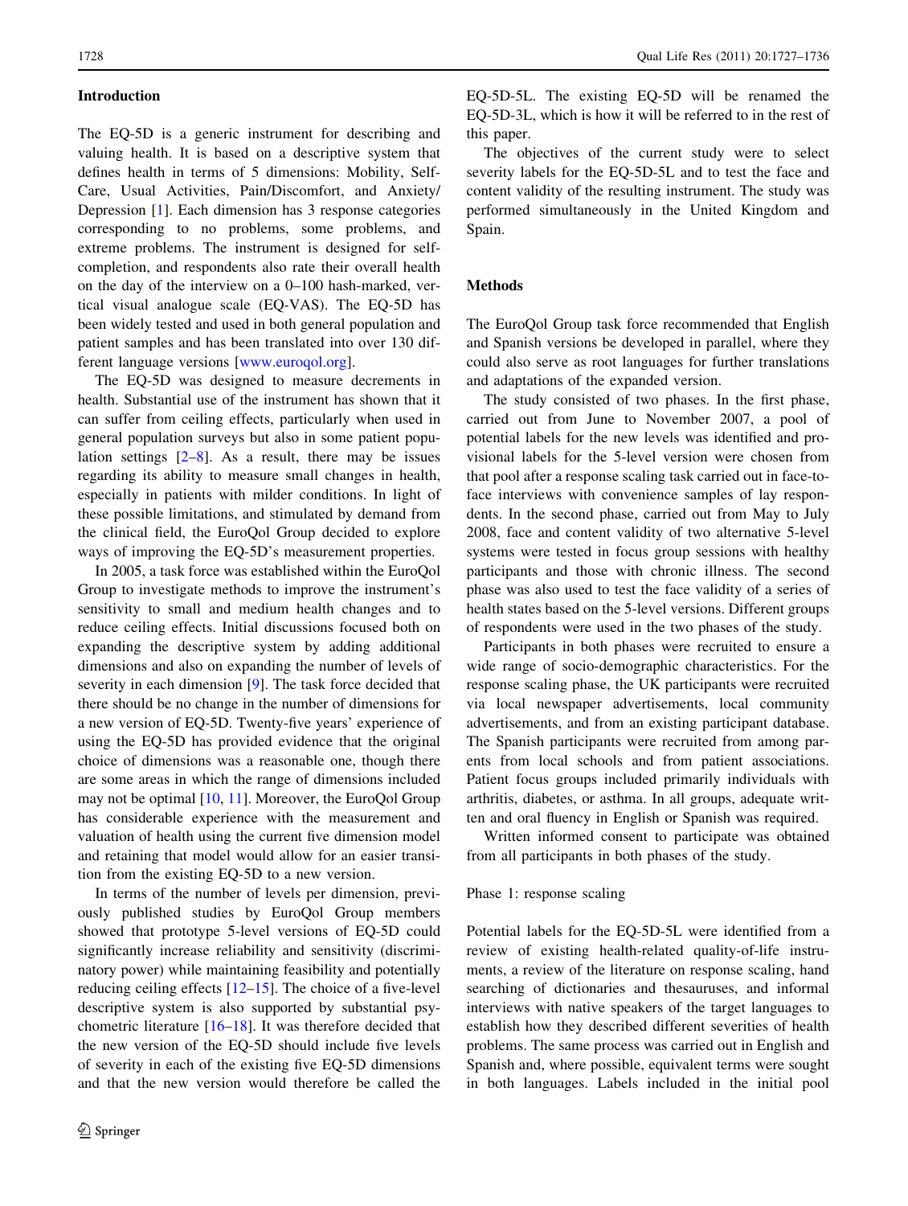## Introduction

The EQ-5D is a generic instrument for describing and valuing health. It is based on a descriptive system that defines health in terms of 5 dimensions: Mobility, Self-Care, Usual Activities, Pain/Discomfort, and Anxiety/Depression [1]. Each dimension has 3 response categories corresponding to no problems, some problems, and extreme problems. The instrument is designed for self-completion, and respondents also rate their overall health on the day of the interview on a 0–100 hash-marked, vertical visual analogue scale (EQ-VAS). The EQ-5D has been widely tested and used in both general population and patient samples and has been translated into over 130 different language versions [www.euroqol.org].

The EQ-5D was designed to measure decrements in health. Substantial use of the instrument has shown that it can suffer from ceiling effects, particularly when used in general population surveys but also in some patient population settings [2–8]. As a result, there may be issues regarding its ability to measure small changes in health, especially in patients with milder conditions. In light of these possible limitations, and stimulated by demand from the clinical field, the EuroQol Group decided to explore ways of improving the EQ-5D's measurement properties.

In 2005, a task force was established within the EuroQol Group to investigate methods to improve the instrument's sensitivity to small and medium health changes and to reduce ceiling effects. Initial discussions focused both on expanding the descriptive system by adding additional dimensions and also on expanding the number of levels of severity in each dimension [9]. The task force decided that there should be no change in the number of dimensions for a new version of EQ-5D. Twenty-five years' experience of using the EQ-5D has provided evidence that the original choice of dimensions was a reasonable one, though there are some areas in which the range of dimensions included may not be optimal [10, 11]. Moreover, the EuroQol Group has considerable experience with the measurement and valuation of health using the current five dimension model and retaining that model would allow for an easier transition from the existing EQ-5D to a new version.

In terms of the number of levels per dimension, previously published studies by EuroQol Group members showed that prototype 5-level versions of EQ-5D could significantly increase reliability and sensitivity (discriminatory power) while maintaining feasibility and potentially reducing ceiling effects [12–15]. The choice of a five-level descriptive system is also supported by substantial psychometric literature [16–18]. It was therefore decided that the new version of the EQ-5D should include five levels of severity in each of the existing five EQ-5D dimensions and that the new version would therefore be called the EQ-5D-5L. The existing EQ-5D will be renamed the EQ-5D-3L, which is how it will be referred to in the rest of this paper.

The objectives of the current study were to select severity labels for the EQ-5D-5L and to test the face and content validity of the resulting instrument. The study was performed simultaneously in the United Kingdom and Spain.

## Methods

The EuroQol Group task force recommended that English and Spanish versions be developed in parallel, where they could also serve as root languages for further translations and adaptations of the expanded version.

The study consisted of two phases. In the first phase, carried out from June to November 2007, a pool of potential labels for the new levels was identified and provisional labels for the 5-level version were chosen from that pool after a response scaling task carried out in face-to-face interviews with convenience samples of lay respondents. In the second phase, carried out from May to July 2008, face and content validity of two alternative 5-level systems were tested in focus group sessions with healthy participants and those with chronic illness. The second phase was also used to test the face validity of a series of health states based on the 5-level versions. Different groups of respondents were used in the two phases of the study.

Participants in both phases were recruited to ensure a wide range of socio-demographic characteristics. For the response scaling phase, the UK participants were recruited via local newspaper advertisements, local community advertisements, and from an existing participant database. The Spanish participants were recruited from among parents from local schools and from patient associations. Patient focus groups included primarily individuals with arthritis, diabetes, or asthma. In all groups, adequate written and oral fluency in English or Spanish was required.

Written informed consent to participate was obtained from all participants in both phases of the study.

### Phase 1: response scaling

Potential labels for the EQ-5D-5L were identified from a review of existing health-related quality-of-life instruments, a review of the literature on response scaling, hand searching of dictionaries and thesauruses, and informal interviews with native speakers of the target languages to establish how they described different severities of health problems. The same process was carried out in English and Spanish and, where possible, equivalent terms were sought in both languages. Labels included in the initial pool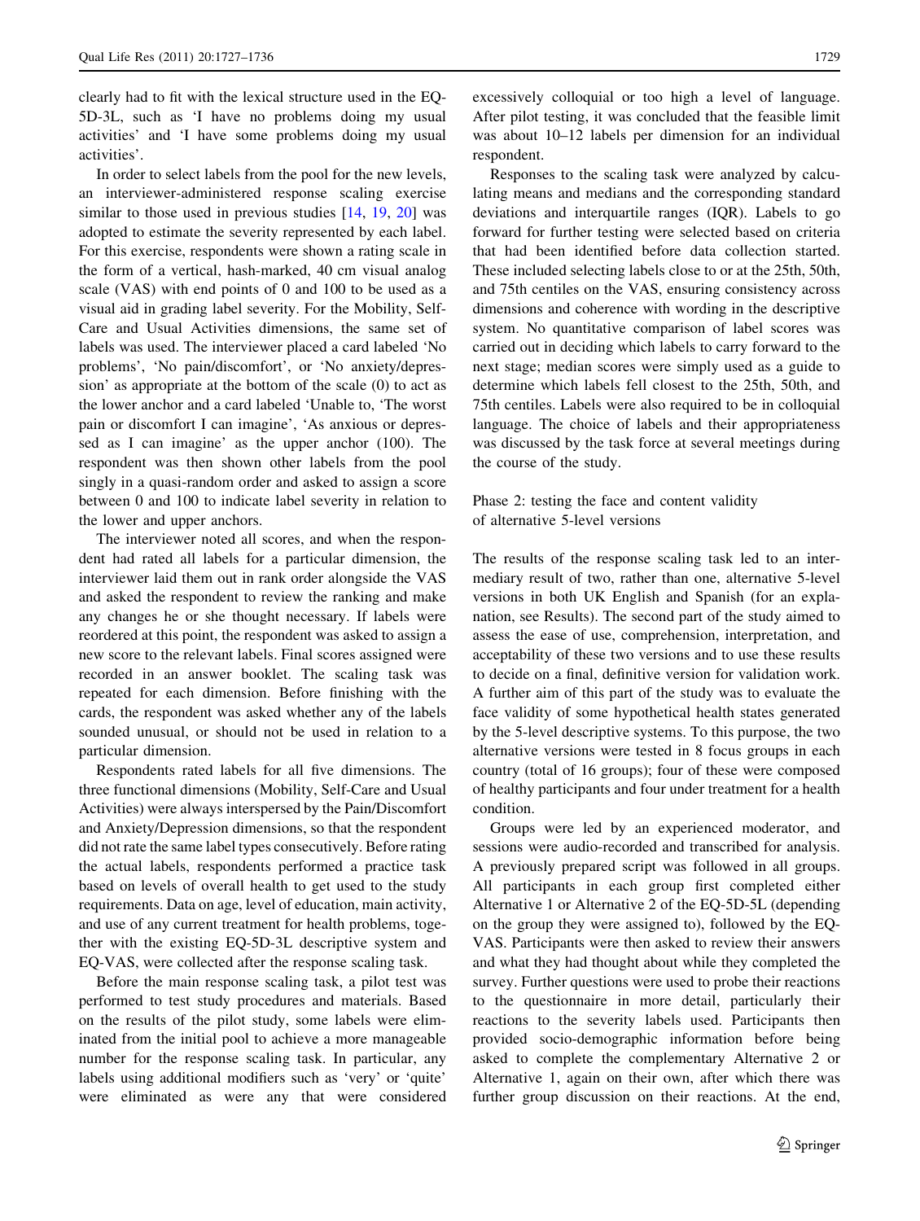clearly had to fit with the lexical structure used in the EQ-5D-3L, such as 'I have no problems doing my usual activities' and 'I have some problems doing my usual activities'.

In order to select labels from the pool for the new levels, an interviewer-administered response scaling exercise similar to those used in previous studies [14, 19, 20] was adopted to estimate the severity represented by each label. For this exercise, respondents were shown a rating scale in the form of a vertical, hash-marked, 40 cm visual analog scale (VAS) with end points of 0 and 100 to be used as a visual aid in grading label severity. For the Mobility, Self-Care and Usual Activities dimensions, the same set of labels was used. The interviewer placed a card labeled 'No problems', 'No pain/discomfort', or 'No anxiety/depression' as appropriate at the bottom of the scale (0) to act as the lower anchor and a card labeled 'Unable to, 'The worst pain or discomfort I can imagine', 'As anxious or depressed as I can imagine' as the upper anchor (100). The respondent was then shown other labels from the pool singly in a quasi-random order and asked to assign a score between 0 and 100 to indicate label severity in relation to the lower and upper anchors.

The interviewer noted all scores, and when the respondent had rated all labels for a particular dimension, the interviewer laid them out in rank order alongside the VAS and asked the respondent to review the ranking and make any changes he or she thought necessary. If labels were reordered at this point, the respondent was asked to assign a new score to the relevant labels. Final scores assigned were recorded in an answer booklet. The scaling task was repeated for each dimension. Before finishing with the cards, the respondent was asked whether any of the labels sounded unusual, or should not be used in relation to a particular dimension.

Respondents rated labels for all five dimensions. The three functional dimensions (Mobility, Self-Care and Usual Activities) were always interspersed by the Pain/Discomfort and Anxiety/Depression dimensions, so that the respondent did not rate the same label types consecutively. Before rating the actual labels, respondents performed a practice task based on levels of overall health to get used to the study requirements. Data on age, level of education, main activity, and use of any current treatment for health problems, together with the existing EQ-5D-3L descriptive system and EQ-VAS, were collected after the response scaling task.

Before the main response scaling task, a pilot test was performed to test study procedures and materials. Based on the results of the pilot study, some labels were eliminated from the initial pool to achieve a more manageable number for the response scaling task. In particular, any labels using additional modifiers such as 'very' or 'quite' were eliminated as were any that were considered excessively colloquial or too high a level of language. After pilot testing, it was concluded that the feasible limit was about 10–12 labels per dimension for an individual respondent.

Responses to the scaling task were analyzed by calculating means and medians and the corresponding standard deviations and interquartile ranges (IQR). Labels to go forward for further testing were selected based on criteria that had been identified before data collection started. These included selecting labels close to or at the 25th, 50th, and 75th centiles on the VAS, ensuring consistency across dimensions and coherence with wording in the descriptive system. No quantitative comparison of label scores was carried out in deciding which labels to carry forward to the next stage; median scores were simply used as a guide to determine which labels fell closest to the 25th, 50th, and 75th centiles. Labels were also required to be in colloquial language. The choice of labels and their appropriateness was discussed by the task force at several meetings during the course of the study.

### Phase 2: testing the face and content validity of alternative 5-level versions

The results of the response scaling task led to an intermediary result of two, rather than one, alternative 5-level versions in both UK English and Spanish (for an explanation, see Results). The second part of the study aimed to assess the ease of use, comprehension, interpretation, and acceptability of these two versions and to use these results to decide on a final, definitive version for validation work. A further aim of this part of the study was to evaluate the face validity of some hypothetical health states generated by the 5-level descriptive systems. To this purpose, the two alternative versions were tested in 8 focus groups in each country (total of 16 groups); four of these were composed of healthy participants and four under treatment for a health condition.

Groups were led by an experienced moderator, and sessions were audio-recorded and transcribed for analysis. A previously prepared script was followed in all groups. All participants in each group first completed either Alternative 1 or Alternative 2 of the EQ-5D-5L (depending on the group they were assigned to), followed by the EQ-VAS. Participants were then asked to review their answers and what they had thought about while they completed the survey. Further questions were used to probe their reactions to the questionnaire in more detail, particularly their reactions to the severity labels used. Participants then provided socio-demographic information before being asked to complete the complementary Alternative 2 or Alternative 1, again on their own, after which there was further group discussion on their reactions. At the end,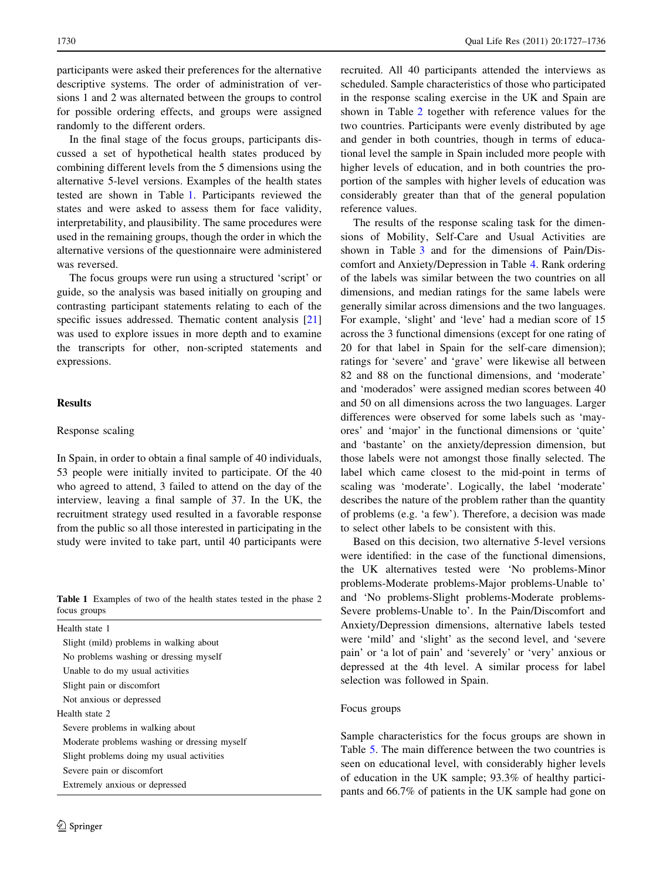participants were asked their preferences for the alternative descriptive systems. The order of administration of versions 1 and 2 was alternated between the groups to control for possible ordering effects, and groups were assigned randomly to the different orders.

In the final stage of the focus groups, participants discussed a set of hypothetical health states produced by combining different levels from the 5 dimensions using the alternative 5-level versions. Examples of the health states tested are shown in Table 1. Participants reviewed the states and were asked to assess them for face validity, interpretability, and plausibility. The same procedures were used in the remaining groups, though the order in which the alternative versions of the questionnaire were administered was reversed.

The focus groups were run using a structured 'script' or guide, so the analysis was based initially on grouping and contrasting participant statements relating to each of the specific issues addressed. Thematic content analysis [21] was used to explore issues in more depth and to examine the transcripts for other, non-scripted statements and expressions.

**Table 1** Examples of two of the health states tested in the phase 2 focus groups

| |
|---|
| Health state 1 |
| Slight (mild) problems in walking about |
| No problems washing or dressing myself |
| Unable to do my usual activities |
| Slight pain or discomfort |
| Not anxious or depressed |
| Health state 2 |
| Severe problems in walking about |
| Moderate problems washing or dressing myself |
| Slight problems doing my usual activities |
| Severe pain or discomfort |
| Extremely anxious or depressed |

## Results

### Response scaling

In Spain, in order to obtain a final sample of 40 individuals, 53 people were initially invited to participate. Of the 40 who agreed to attend, 3 failed to attend on the day of the interview, leaving a final sample of 37. In the UK, the recruitment strategy used resulted in a favorable response from the public so all those interested in participating in the study were invited to take part, until 40 participants were recruited. All 40 participants attended the interviews as scheduled. Sample characteristics of those who participated in the response scaling exercise in the UK and Spain are shown in Table 2 together with reference values for the two countries. Participants were evenly distributed by age and gender in both countries, though in terms of educational level the sample in Spain included more people with higher levels of education, and in both countries the proportion of the samples with higher levels of education was considerably greater than that of the general population reference values.

The results of the response scaling task for the dimensions of Mobility, Self-Care and Usual Activities are shown in Table 3 and for the dimensions of Pain/Discomfort and Anxiety/Depression in Table 4. Rank ordering of the labels was similar between the two countries on all dimensions, and median ratings for the same labels were generally similar across dimensions and the two languages. For example, 'slight' and 'leve' had a median score of 15 across the 3 functional dimensions (except for one rating of 20 for that label in Spain for the self-care dimension); ratings for 'severe' and 'grave' were likewise all between 82 and 88 on the functional dimensions, and 'moderate' and 'moderados' were assigned median scores between 40 and 50 on all dimensions across the two languages. Larger differences were observed for some labels such as 'mayores' and 'major' in the functional dimensions or 'quite' and 'bastante' on the anxiety/depression dimension, but those labels were not amongst those finally selected. The label which came closest to the mid-point in terms of scaling was 'moderate'. Logically, the label 'moderate' describes the nature of the problem rather than the quantity of problems (e.g. 'a few'). Therefore, a decision was made to select other labels to be consistent with this.

Based on this decision, two alternative 5-level versions were identified: in the case of the functional dimensions, the UK alternatives tested were 'No problems-Minor problems-Moderate problems-Major problems-Unable to' and 'No problems-Slight problems-Moderate problems-Severe problems-Unable to'. In the Pain/Discomfort and Anxiety/Depression dimensions, alternative labels tested were 'mild' and 'slight' as the second level, and 'severe pain' or 'a lot of pain' and 'severely' or 'very' anxious or depressed at the 4th level. A similar process for label selection was followed in Spain.

### Focus groups

Sample characteristics for the focus groups are shown in Table 5. The main difference between the two countries is seen on educational level, with considerably higher levels of education in the UK sample; 93.3% of healthy participants and 66.7% of patients in the UK sample had gone on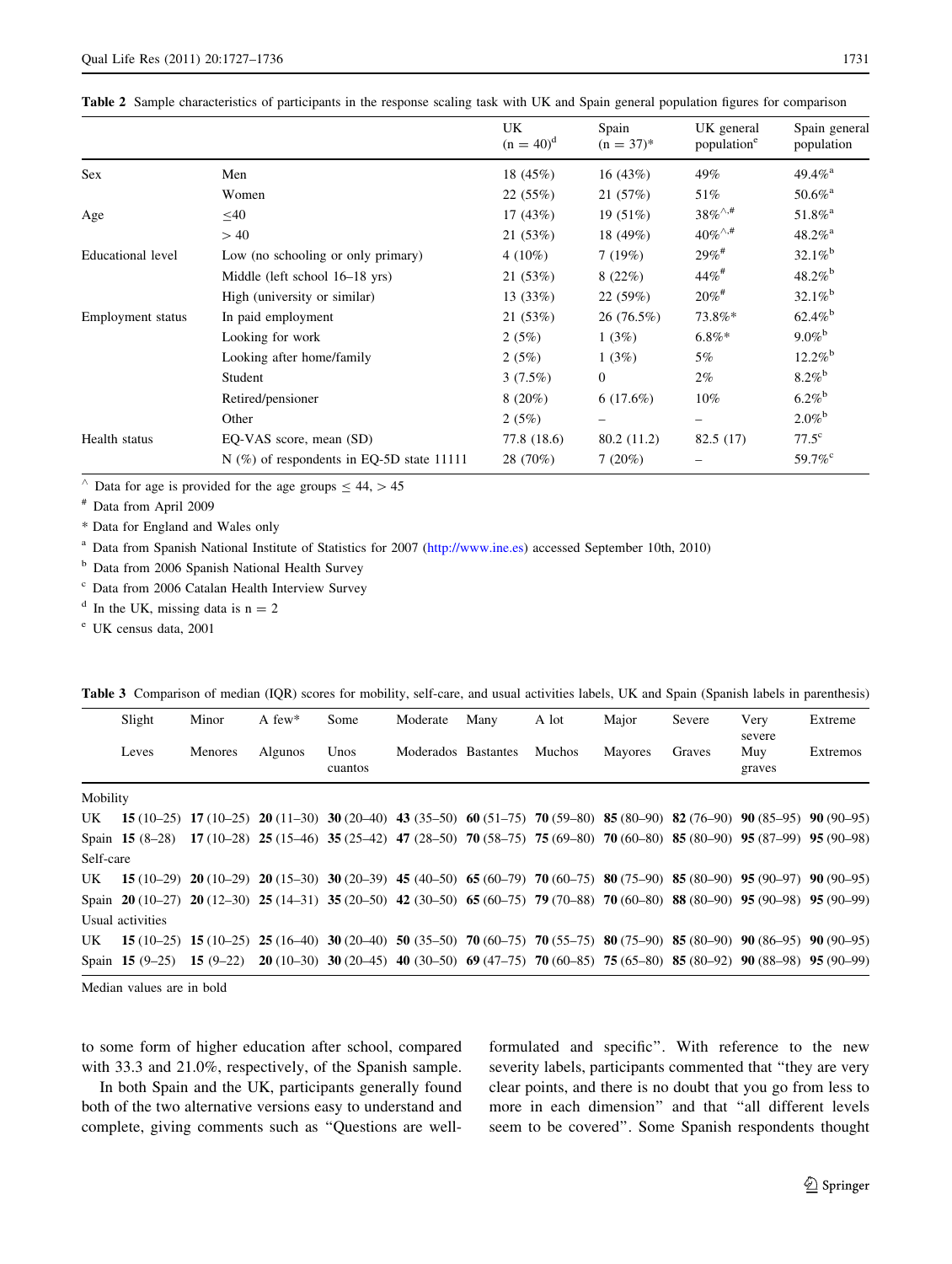**Table 2** Sample characteristics of participants in the response scaling task with UK and Spain general population figures for comparison

| | | UK (n = 40)[d] | Spain (n = 37)* | UK general population[e] | Spain general population |
|---|---|---|---|---|---|
| Sex | Men | 18 (45%) | 16 (43%) | 49% | 49.4%[a] |
| | Women | 22 (55%) | 21 (57%) | 51% | 50.6%[a] |
| Age | ≤40 | 17 (43%) | 19 (51%) | 38%[^,#] | 51.8%[a] |
| | > 40 | 21 (53%) | 18 (49%) | 40%[^,#] | 48.2%[a] |
| Educational level | Low (no schooling or only primary) | 4 (10%) | 7 (19%) | 29%[#] | 32.1%[b] |
| | Middle (left school 16–18 yrs) | 21 (53%) | 8 (22%) | 44%[#] | 48.2%[b] |
| | High (university or similar) | 13 (33%) | 22 (59%) | 20%[#] | 32.1%[b] |
| Employment status | In paid employment | 21 (53%) | 26 (76.5%) | 73.8%* | 62.4%[b] |
| | Looking for work | 2 (5%) | 1 (3%) | 6.8%* | 9.0%[b] |
| | Looking after home/family | 2 (5%) | 1 (3%) | 5% | 12.2%[b] |
| | Student | 3 (7.5%) | 0 | 2% | 8.2%[b] |
| | Retired/pensioner | 8 (20%) | 6 (17.6%) | 10% | 6.2%[b] |
| | Other | 2 (5%) | – | – | 2.0%[b] |
| Health status | EQ-VAS score, mean (SD) | 77.8 (18.6) | 80.2 (11.2) | 82.5 (17) | 77.5[c] |
| | N (%) of respondents in EQ-5D state 11111 | 28 (70%) | 7 (20%) | – | 59.7%[c] |

^ Data for age is provided for the age groups ≤ 44, > 45

# Data from April 2009

* Data for England and Wales only

[a] Data from Spanish National Institute of Statistics for 2007 (http://www.ine.es) accessed September 10th, 2010)

[b] Data from 2006 Spanish National Health Survey

[c] Data from 2006 Catalan Health Interview Survey

[d] In the UK, missing data is n = 2

[e] UK census data, 2001

**Table 3** Comparison of median (IQR) scores for mobility, self-care, and usual activities labels, UK and Spain (Spanish labels in parenthesis)

| | Slight (Leves) | Minor (Menores) | A few* (Algunos) | Some (Unos cuantos) | Moderate (Moderados) | Many (Bastantes) | A lot (Muchos) | Major (Mayores) | Severe (Graves) | Very severe (Muy graves) | Extreme (Extremos) |
|---|---|---|---|---|---|---|---|---|---|---|---|
| Mobility | | | | | | | | | | | |
| UK | **15** (10–25) | **17** (10–25) | **20** (11–30) | **30** (20–40) | **43** (35–50) | **60** (51–75) | **70** (59–80) | **85** (80–90) | **82** (76–90) | **90** (85–95) | **90** (90–95) |
| Spain | **15** (8–28) | **17** (10–28) | **25** (15–46) | **35** (25–42) | **47** (28–50) | **70** (58–75) | **75** (69–80) | **70** (60–80) | **85** (80–90) | **95** (87–99) | **95** (90–98) |
| Self-care | | | | | | | | | | | |
| UK | **15** (10–29) | **20** (10–29) | **20** (15–30) | **30** (20–39) | **45** (40–50) | **65** (60–79) | **70** (60–75) | **80** (75–90) | **85** (80–90) | **95** (90–97) | **90** (90–95) |
| Spain | **20** (10–27) | **20** (12–30) | **25** (14–31) | **35** (20–50) | **42** (30–50) | **65** (60–75) | **79** (70–88) | **70** (60–80) | **88** (80–90) | **95** (90–98) | **95** (90–99) |
| Usual activities | | | | | | | | | | | |
| UK | **15** (10–25) | **15** (10–25) | **25** (16–40) | **30** (20–40) | **50** (35–50) | **70** (60–75) | **70** (55–75) | **80** (75–90) | **85** (80–90) | **90** (86–95) | **90** (90–95) |
| Spain | **15** (9–25) | **15** (9–22) | **20** (10–30) | **30** (20–45) | **40** (30–50) | **69** (47–75) | **70** (60–85) | **75** (65–80) | **85** (80–92) | **90** (88–98) | **95** (90–99) |

Median values are in bold

to some form of higher education after school, compared with 33.3 and 21.0%, respectively, of the Spanish sample.

In both Spain and the UK, participants generally found both of the two alternative versions easy to understand and complete, giving comments such as "Questions are well-formulated and specific". With reference to the new severity labels, participants commented that "they are very clear points, and there is no doubt that you go from less to more in each dimension" and that "all different levels seem to be covered". Some Spanish respondents thought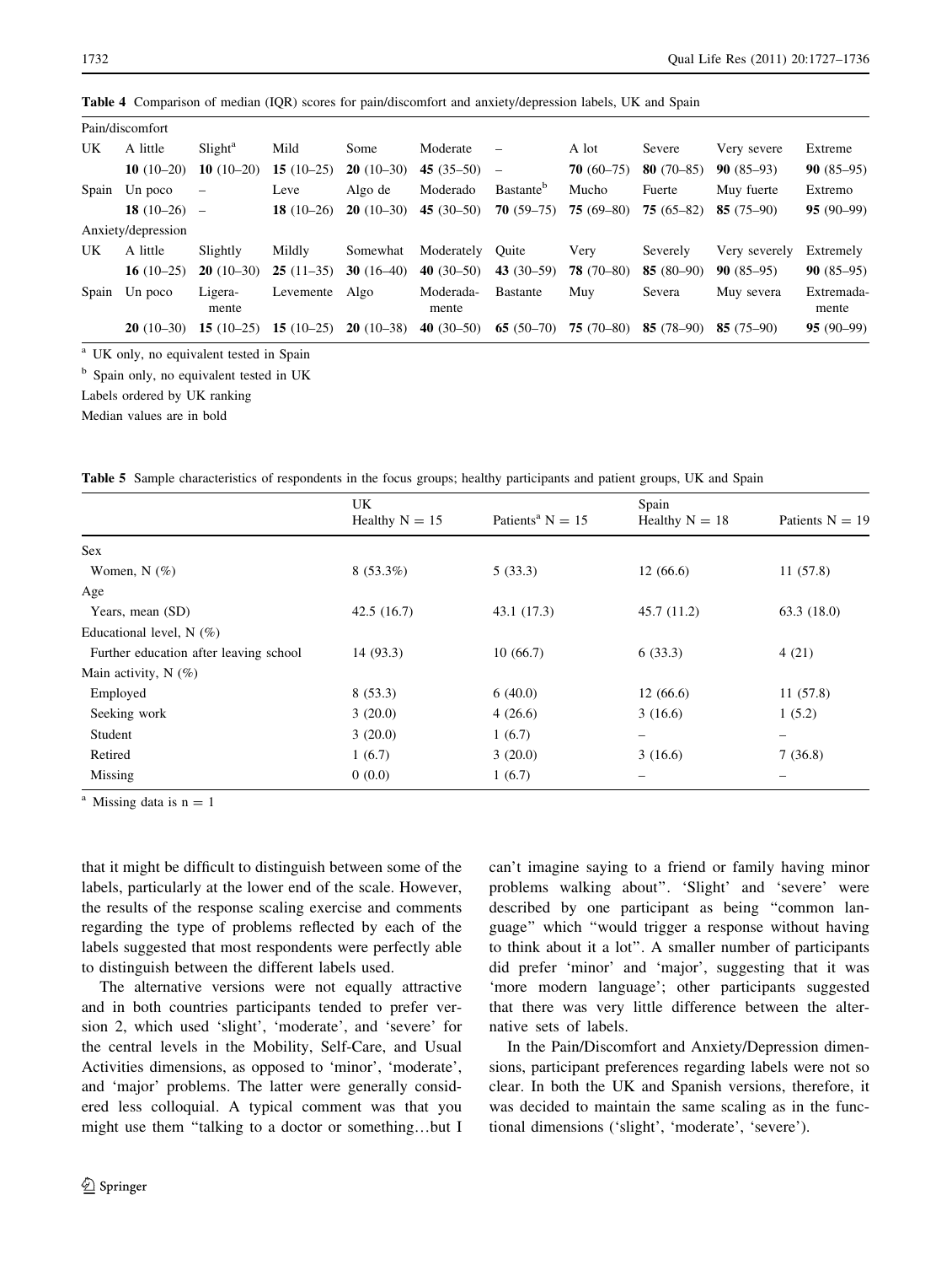**Table 4** Comparison of median (IQR) scores for pain/discomfort and anxiety/depression labels, UK and Spain

| Pain/discomfort | | | | | | | | | | |
|---|---|---|---|---|---|---|---|---|---|---|
| UK | A little | Slight[a] | Mild | Some | Moderate | – | A lot | Severe | Very severe | Extreme |
| | **10** (10–20) | **10** (10–20) | **15** (10–25) | **20** (10–30) | **45** (35–50) | – | **70** (60–75) | **80** (70–85) | **90** (85–93) | **90** (85–95) |
| Spain | Un poco | – | Leve | Algo de | Moderado | Bastante[b] | Mucho | Fuerte | Muy fuerte | Extremo |
| | **18** (10–26) | – | **18** (10–26) | **20** (10–30) | **45** (30–50) | **70** (59–75) | **75** (69–80) | **75** (65–82) | **85** (75–90) | **95** (90–99) |
| **Anxiety/depression** | | | | | | | | | | |
| UK | A little | Slightly | Mildly | Somewhat | Moderately | Quite | Very | Severely | Very severely | Extremely |
| | **16** (10–25) | **20** (10–30) | **25** (11–35) | **30** (16–40) | **40** (30–50) | **43** (30–59) | **78** (70–80) | **85** (80–90) | **90** (85–95) | **90** (85–95) |
| Spain | Un poco | Ligera-mente | Levemente | Algo | Moderada-mente | Bastante | Muy | Severa | Muy severa | Extremada-mente |
| | **20** (10–30) | **15** (10–25) | **15** (10–25) | **20** (10–38) | **40** (30–50) | **65** (50–70) | **75** (70–80) | **85** (78–90) | **85** (75–90) | **95** (90–99) |

[a] UK only, no equivalent tested in Spain

[b] Spain only, no equivalent tested in UK

Labels ordered by UK ranking

Median values are in bold

**Table 5** Sample characteristics of respondents in the focus groups; healthy participants and patient groups, UK and Spain

| | UK Healthy N = 15 | Patients[a] N = 15 | Spain Healthy N = 18 | Patients N = 19 |
|---|---|---|---|---|
| Sex | | | | |
| Women, N (%) | 8 (53.3%) | 5 (33.3) | 12 (66.6) | 11 (57.8) |
| Age | | | | |
| Years, mean (SD) | 42.5 (16.7) | 43.1 (17.3) | 45.7 (11.2) | 63.3 (18.0) |
| Educational level, N (%) | | | | |
| Further education after leaving school | 14 (93.3) | 10 (66.7) | 6 (33.3) | 4 (21) |
| Main activity, N (%) | | | | |
| Employed | 8 (53.3) | 6 (40.0) | 12 (66.6) | 11 (57.8) |
| Seeking work | 3 (20.0) | 4 (26.6) | 3 (16.6) | 1 (5.2) |
| Student | 3 (20.0) | 1 (6.7) | – | – |
| Retired | 1 (6.7) | 3 (20.0) | 3 (16.6) | 7 (36.8) |
| Missing | 0 (0.0) | 1 (6.7) | – | – |

[a] Missing data is n = 1

that it might be difficult to distinguish between some of the labels, particularly at the lower end of the scale. However, the results of the response scaling exercise and comments regarding the type of problems reflected by each of the labels suggested that most respondents were perfectly able to distinguish between the different labels used.

The alternative versions were not equally attractive and in both countries participants tended to prefer version 2, which used 'slight', 'moderate', and 'severe' for the central levels in the Mobility, Self-Care, and Usual Activities dimensions, as opposed to 'minor', 'moderate', and 'major' problems. The latter were generally considered less colloquial. A typical comment was that you might use them "talking to a doctor or something…but I can't imagine saying to a friend or family having minor problems walking about". 'Slight' and 'severe' were described by one participant as being "common language" which "would trigger a response without having to think about it a lot". A smaller number of participants did prefer 'minor' and 'major', suggesting that it was 'more modern language'; other participants suggested that there was very little difference between the alternative sets of labels.

In the Pain/Discomfort and Anxiety/Depression dimensions, participant preferences regarding labels were not so clear. In both the UK and Spanish versions, therefore, it was decided to maintain the same scaling as in the functional dimensions ('slight', 'moderate', 'severe').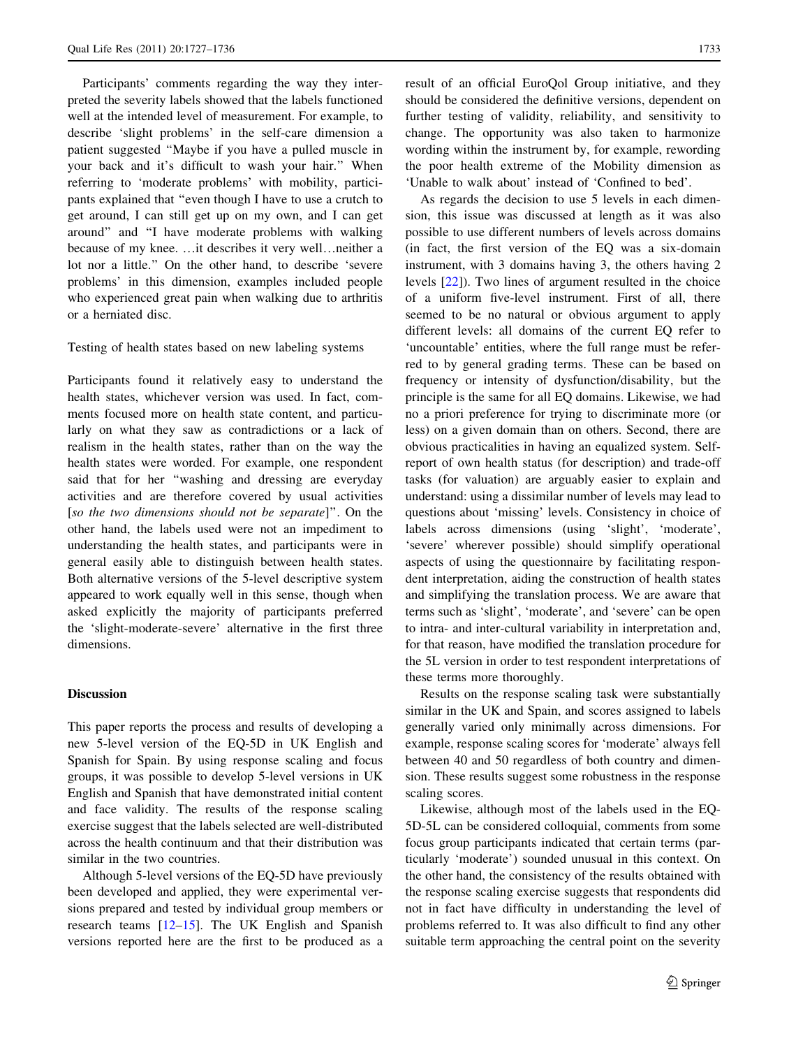Participants' comments regarding the way they interpreted the severity labels showed that the labels functioned well at the intended level of measurement. For example, to describe 'slight problems' in the self-care dimension a patient suggested "Maybe if you have a pulled muscle in your back and it's difficult to wash your hair." When referring to 'moderate problems' with mobility, participants explained that "even though I have to use a crutch to get around, I can still get up on my own, and I can get around" and "I have moderate problems with walking because of my knee. …it describes it very well…neither a lot nor a little." On the other hand, to describe 'severe problems' in this dimension, examples included people who experienced great pain when walking due to arthritis or a herniated disc.

Testing of health states based on new labeling systems

Participants found it relatively easy to understand the health states, whichever version was used. In fact, comments focused more on health state content, and particularly on what they saw as contradictions or a lack of realism in the health states, rather than on the way the health states were worded. For example, one respondent said that for her "washing and dressing are everyday activities and are therefore covered by usual activities [*so the two dimensions should not be separate*]". On the other hand, the labels used were not an impediment to understanding the health states, and participants were in general easily able to distinguish between health states. Both alternative versions of the 5-level descriptive system appeared to work equally well in this sense, though when asked explicitly the majority of participants preferred the 'slight-moderate-severe' alternative in the first three dimensions.

## Discussion

This paper reports the process and results of developing a new 5-level version of the EQ-5D in UK English and Spanish for Spain. By using response scaling and focus groups, it was possible to develop 5-level versions in UK English and Spanish that have demonstrated initial content and face validity. The results of the response scaling exercise suggest that the labels selected are well-distributed across the health continuum and that their distribution was similar in the two countries.

Although 5-level versions of the EQ-5D have previously been developed and applied, they were experimental versions prepared and tested by individual group members or research teams [12–15]. The UK English and Spanish versions reported here are the first to be produced as a result of an official EuroQol Group initiative, and they should be considered the definitive versions, dependent on further testing of validity, reliability, and sensitivity to change. The opportunity was also taken to harmonize wording within the instrument by, for example, rewording the poor health extreme of the Mobility dimension as 'Unable to walk about' instead of 'Confined to bed'.

As regards the decision to use 5 levels in each dimension, this issue was discussed at length as it was also possible to use different numbers of levels across domains (in fact, the first version of the EQ was a six-domain instrument, with 3 domains having 3, the others having 2 levels [22]). Two lines of argument resulted in the choice of a uniform five-level instrument. First of all, there seemed to be no natural or obvious argument to apply different levels: all domains of the current EQ refer to 'uncountable' entities, where the full range must be referred to by general grading terms. These can be based on frequency or intensity of dysfunction/disability, but the principle is the same for all EQ domains. Likewise, we had no a priori preference for trying to discriminate more (or less) on a given domain than on others. Second, there are obvious practicalities in having an equalized system. Self-report of own health status (for description) and trade-off tasks (for valuation) are arguably easier to explain and understand: using a dissimilar number of levels may lead to questions about 'missing' levels. Consistency in choice of labels across dimensions (using 'slight', 'moderate', 'severe' wherever possible) should simplify operational aspects of using the questionnaire by facilitating respondent interpretation, aiding the construction of health states and simplifying the translation process. We are aware that terms such as 'slight', 'moderate', and 'severe' can be open to intra- and inter-cultural variability in interpretation and, for that reason, have modified the translation procedure for the 5L version in order to test respondent interpretations of these terms more thoroughly.

Results on the response scaling task were substantially similar in the UK and Spain, and scores assigned to labels generally varied only minimally across dimensions. For example, response scaling scores for 'moderate' always fell between 40 and 50 regardless of both country and dimension. These results suggest some robustness in the response scaling scores.

Likewise, although most of the labels used in the EQ-5D-5L can be considered colloquial, comments from some focus group participants indicated that certain terms (particularly 'moderate') sounded unusual in this context. On the other hand, the consistency of the results obtained with the response scaling exercise suggests that respondents did not in fact have difficulty in understanding the level of problems referred to. It was also difficult to find any other suitable term approaching the central point on the severity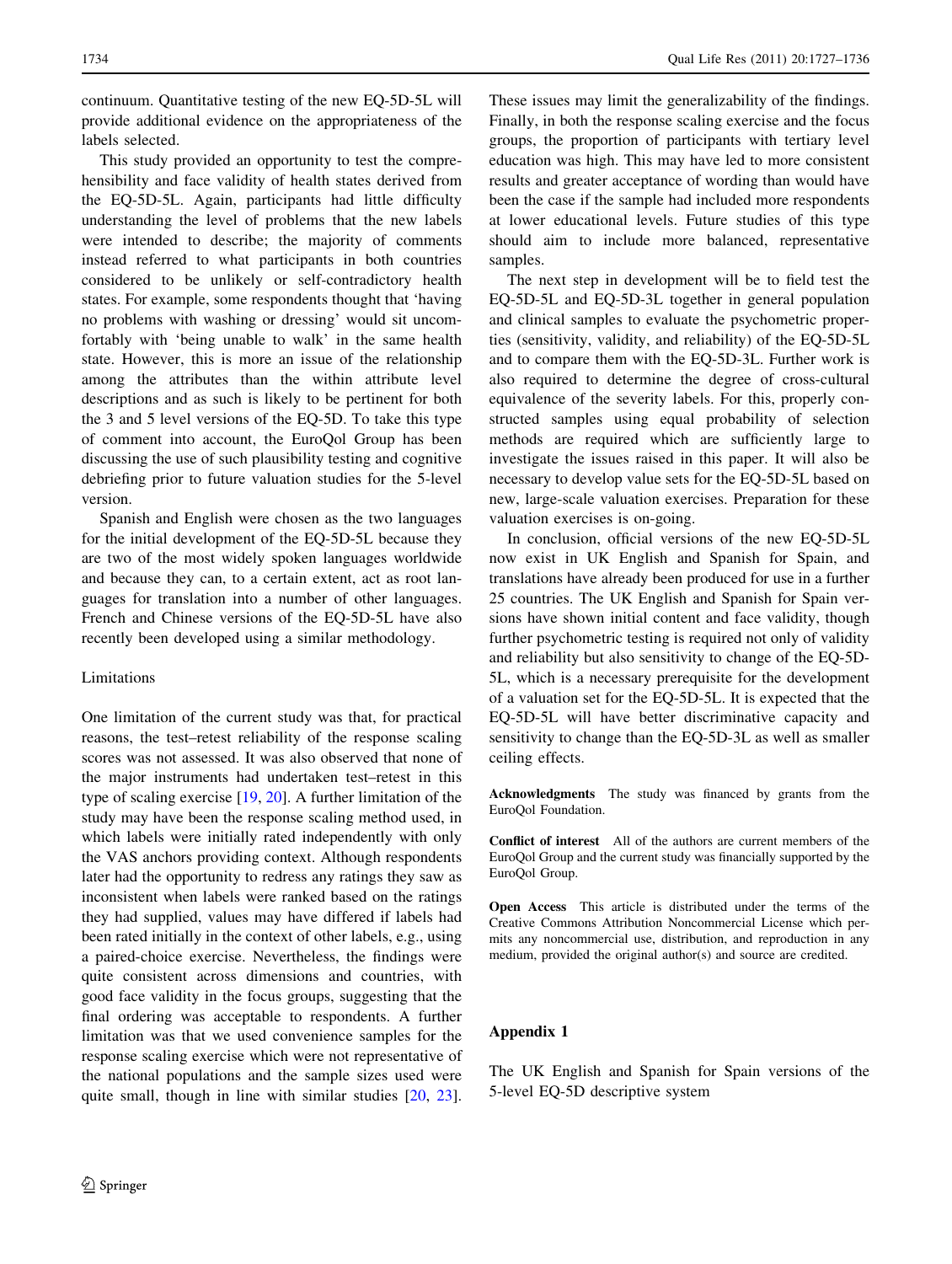continuum. Quantitative testing of the new EQ-5D-5L will provide additional evidence on the appropriateness of the labels selected.

This study provided an opportunity to test the comprehensibility and face validity of health states derived from the EQ-5D-5L. Again, participants had little difficulty understanding the level of problems that the new labels were intended to describe; the majority of comments instead referred to what participants in both countries considered to be unlikely or self-contradictory health states. For example, some respondents thought that 'having no problems with washing or dressing' would sit uncomfortably with 'being unable to walk' in the same health state. However, this is more an issue of the relationship among the attributes than the within attribute level descriptions and as such is likely to be pertinent for both the 3 and 5 level versions of the EQ-5D. To take this type of comment into account, the EuroQol Group has been discussing the use of such plausibility testing and cognitive debriefing prior to future valuation studies for the 5-level version.

Spanish and English were chosen as the two languages for the initial development of the EQ-5D-5L because they are two of the most widely spoken languages worldwide and because they can, to a certain extent, act as root languages for translation into a number of other languages. French and Chinese versions of the EQ-5D-5L have also recently been developed using a similar methodology.

## Limitations

One limitation of the current study was that, for practical reasons, the test–retest reliability of the response scaling scores was not assessed. It was also observed that none of the major instruments had undertaken test–retest in this type of scaling exercise [19, 20]. A further limitation of the study may have been the response scaling method used, in which labels were initially rated independently with only the VAS anchors providing context. Although respondents later had the opportunity to redress any ratings they saw as inconsistent when labels were ranked based on the ratings they had supplied, values may have differed if labels had been rated initially in the context of other labels, e.g., using a paired-choice exercise. Nevertheless, the findings were quite consistent across dimensions and countries, with good face validity in the focus groups, suggesting that the final ordering was acceptable to respondents. A further limitation was that we used convenience samples for the response scaling exercise which were not representative of the national populations and the sample sizes used were quite small, though in line with similar studies [20, 23]. These issues may limit the generalizability of the findings. Finally, in both the response scaling exercise and the focus groups, the proportion of participants with tertiary level education was high. This may have led to more consistent results and greater acceptance of wording than would have been the case if the sample had included more respondents at lower educational levels. Future studies of this type should aim to include more balanced, representative samples.

The next step in development will be to field test the EQ-5D-5L and EQ-5D-3L together in general population and clinical samples to evaluate the psychometric properties (sensitivity, validity, and reliability) of the EQ-5D-5L and to compare them with the EQ-5D-3L. Further work is also required to determine the degree of cross-cultural equivalence of the severity labels. For this, properly constructed samples using equal probability of selection methods are required which are sufficiently large to investigate the issues raised in this paper. It will also be necessary to develop value sets for the EQ-5D-5L based on new, large-scale valuation exercises. Preparation for these valuation exercises is on-going.

In conclusion, official versions of the new EQ-5D-5L now exist in UK English and Spanish for Spain, and translations have already been produced for use in a further 25 countries. The UK English and Spanish for Spain versions have shown initial content and face validity, though further psychometric testing is required not only of validity and reliability but also sensitivity to change of the EQ-5D-5L, which is a necessary prerequisite for the development of a valuation set for the EQ-5D-5L. It is expected that the EQ-5D-5L will have better discriminative capacity and sensitivity to change than the EQ-5D-3L as well as smaller ceiling effects.

**Acknowledgments** The study was financed by grants from the EuroQol Foundation.

**Conflict of interest** All of the authors are current members of the EuroQol Group and the current study was financially supported by the EuroQol Group.

**Open Access** This article is distributed under the terms of the Creative Commons Attribution Noncommercial License which permits any noncommercial use, distribution, and reproduction in any medium, provided the original author(s) and source are credited.

## Appendix 1

The UK English and Spanish for Spain versions of the 5-level EQ-5D descriptive system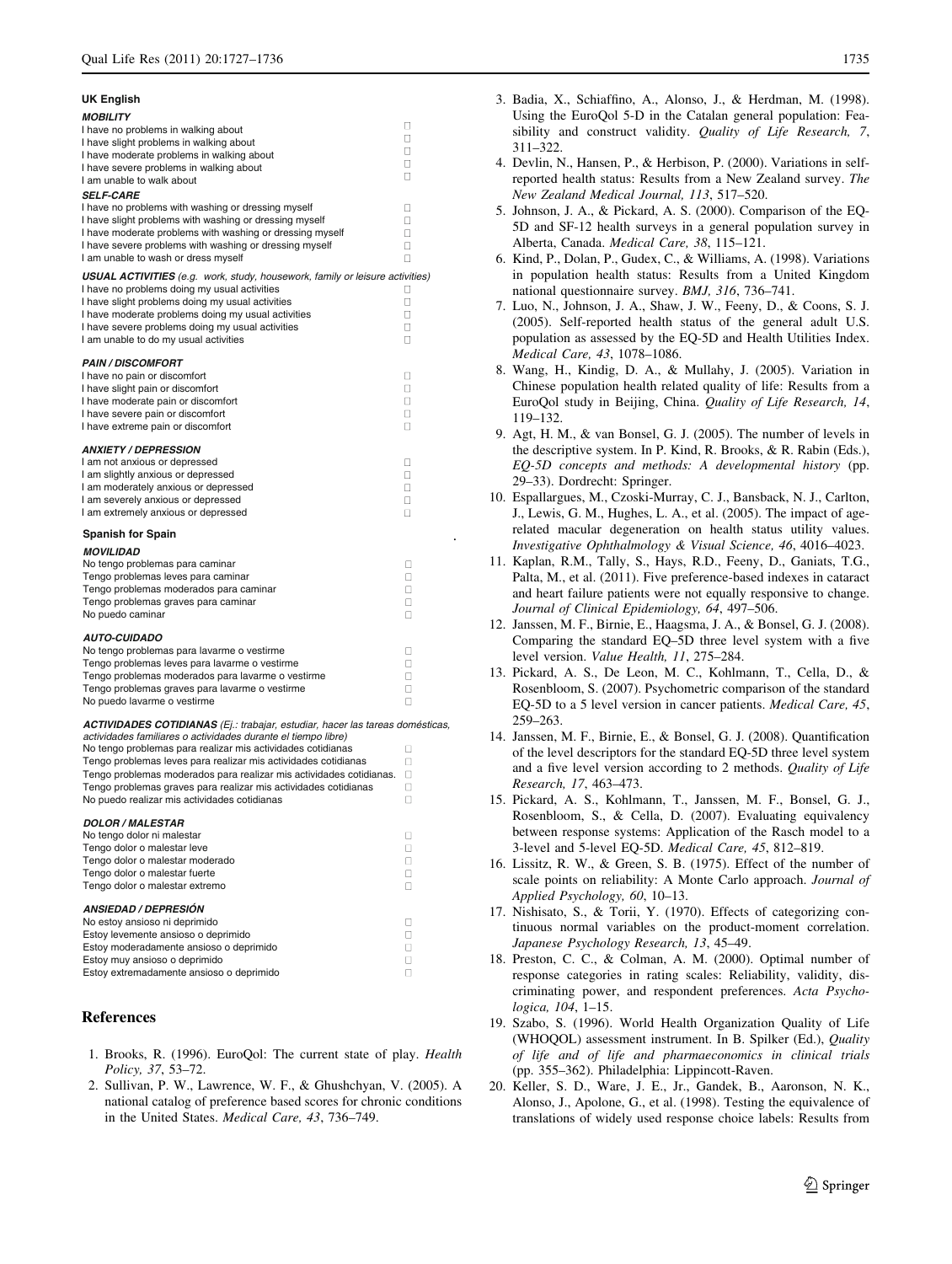**UK English**

***MOBILITY***

I have no problems in walking about ☐
I have slight problems in walking about ☐
I have moderate problems in walking about ☐
I have severe problems in walking about ☐
I am unable to walk about ☐

***SELF-CARE***

I have no problems with washing or dressing myself ☐
I have slight problems with washing or dressing myself ☐
I have moderate problems with washing or dressing myself ☐
I have severe problems with washing or dressing myself ☐
I am unable to wash or dress myself ☐

***USUAL ACTIVITIES*** *(e.g. work, study, housework, family or leisure activities)*

I have no problems doing my usual activities ☐
I have slight problems doing my usual activities ☐
I have moderate problems doing my usual activities ☐
I have severe problems doing my usual activities ☐
I am unable to do my usual activities ☐

***PAIN / DISCOMFORT***

I have no pain or discomfort ☐
I have slight pain or discomfort ☐
I have moderate pain or discomfort ☐
I have severe pain or discomfort ☐
I have extreme pain or discomfort ☐

***ANXIETY / DEPRESSION***

I am not anxious or depressed ☐
I am slightly anxious or depressed ☐
I am moderately anxious or depressed ☐
I am severely anxious or depressed ☐
I am extremely anxious or depressed ☐

**Spanish for Spain**

***MOVILIDAD***

No tengo problemas para caminar ☐
Tengo problemas leves para caminar ☐
Tengo problemas moderados para caminar ☐
Tengo problemas graves para caminar ☐
No puedo caminar ☐

***AUTO-CUIDADO***

No tengo problemas para lavarme o vestirme ☐
Tengo problemas leves para lavarme o vestirme ☐
Tengo problemas moderados para lavarme o vestirme ☐
Tengo problemas graves para lavarme o vestirme ☐
No puedo lavarme o vestirme ☐

***ACTIVIDADES COTIDIANAS*** *(Ej.: trabajar, estudiar, hacer las tareas domésticas, actividades familiares o actividades durante el tiempo libre)*

No tengo problemas para realizar mis actividades cotidianas ☐
Tengo problemas leves para realizar mis actividades cotidianas ☐
Tengo problemas moderados para realizar mis actividades cotidianas. ☐
Tengo problemas graves para realizar mis actividades cotidianas ☐
No puedo realizar mis actividades cotidianas ☐

***DOLOR / MALESTAR***

No tengo dolor ni malestar ☐
Tengo dolor o malestar leve ☐
Tengo dolor o malestar moderado ☐
Tengo dolor o malestar fuerte ☐
Tengo dolor o malestar extremo ☐

***ANSIEDAD / DEPRESIÓN***

No estoy ansioso ni deprimido ☐
Estoy levemente ansioso o deprimido ☐
Estoy moderadamente ansioso o deprimido ☐
Estoy muy ansioso o deprimido ☐
Estoy extremadamente ansioso o deprimido ☐

## References

1. Brooks, R. (1996). EuroQol: The current state of play. *Health Policy, 37*, 53–72.
2. Sullivan, P. W., Lawrence, W. F., & Ghushchyan, V. (2005). A national catalog of preference based scores for chronic conditions in the United States. *Medical Care, 43*, 736–749.
3. Badia, X., Schiaffino, A., Alonso, J., & Herdman, M. (1998). Using the EuroQol 5-D in the Catalan general population: Feasibility and construct validity. *Quality of Life Research, 7*, 311–322.
4. Devlin, N., Hansen, P., & Herbison, P. (2000). Variations in self-reported health status: Results from a New Zealand survey. *The New Zealand Medical Journal, 113*, 517–520.
5. Johnson, J. A., & Pickard, A. S. (2000). Comparison of the EQ-5D and SF-12 health surveys in a general population survey in Alberta, Canada. *Medical Care, 38*, 115–121.
6. Kind, P., Dolan, P., Gudex, C., & Williams, A. (1998). Variations in population health status: Results from a United Kingdom national questionnaire survey. *BMJ, 316*, 736–741.
7. Luo, N., Johnson, J. A., Shaw, J. W., Feeny, D., & Coons, S. J. (2005). Self-reported health status of the general adult U.S. population as assessed by the EQ-5D and Health Utilities Index. *Medical Care, 43*, 1078–1086.
8. Wang, H., Kindig, D. A., & Mullahy, J. (2005). Variation in Chinese population health related quality of life: Results from a EuroQol study in Beijing, China. *Quality of Life Research, 14*, 119–132.
9. Agt, H. M., & van Bonsel, G. J. (2005). The number of levels in the descriptive system. In P. Kind, R. Brooks, & R. Rabin (Eds.), *EQ-5D concepts and methods: A developmental history* (pp. 29–33). Dordrecht: Springer.
10. Espallargues, M., Czoski-Murray, C. J., Bansback, N. J., Carlton, J., Lewis, G. M., Hughes, L. A., et al. (2005). The impact of age-related macular degeneration on health status utility values. *Investigative Ophthalmology & Visual Science, 46*, 4016–4023.
11. Kaplan, R.M., Tally, S., Hays, R.D., Feeny, D., Ganiats, T.G., Palta, M., et al. (2011). Five preference-based indexes in cataract and heart failure patients were not equally responsive to change. *Journal of Clinical Epidemiology, 64*, 497–506.
12. Janssen, M. F., Birnie, E., Haagsma, J. A., & Bonsel, G. J. (2008). Comparing the standard EQ–5D three level system with a five level version. *Value Health, 11*, 275–284.
13. Pickard, A. S., De Leon, M. C., Kohlmann, T., Cella, D., & Rosenbloom, S. (2007). Psychometric comparison of the standard EQ-5D to a 5 level version in cancer patients. *Medical Care, 45*, 259–263.
14. Janssen, M. F., Birnie, E., & Bonsel, G. J. (2008). Quantification of the level descriptors for the standard EQ-5D three level system and a five level version according to 2 methods. *Quality of Life Research, 17*, 463–473.
15. Pickard, A. S., Kohlmann, T., Janssen, M. F., Bonsel, G. J., Rosenbloom, S., & Cella, D. (2007). Evaluating equivalency between response systems: Application of the Rasch model to a 3-level and 5-level EQ-5D. *Medical Care, 45*, 812–819.
16. Lissitz, R. W., & Green, S. B. (1975). Effect of the number of scale points on reliability: A Monte Carlo approach. *Journal of Applied Psychology, 60*, 10–13.
17. Nishisato, S., & Torii, Y. (1970). Effects of categorizing continuous normal variables on the product-moment correlation. *Japanese Psychology Research, 13*, 45–49.
18. Preston, C. C., & Colman, A. M. (2000). Optimal number of response categories in rating scales: Reliability, validity, discriminating power, and respondent preferences. *Acta Psychologica, 104*, 1–15.
19. Szabo, S. (1996). World Health Organization Quality of Life (WHOQOL) assessment instrument. In B. Spilker (Ed.), *Quality of life and of life and pharmaeconomics in clinical trials* (pp. 355–362). Philadelphia: Lippincott-Raven.
20. Keller, S. D., Ware, J. E., Jr., Gandek, B., Aaronson, N. K., Alonso, J., Apolone, G., et al. (1998). Testing the equivalence of translations of widely used response choice labels: Results from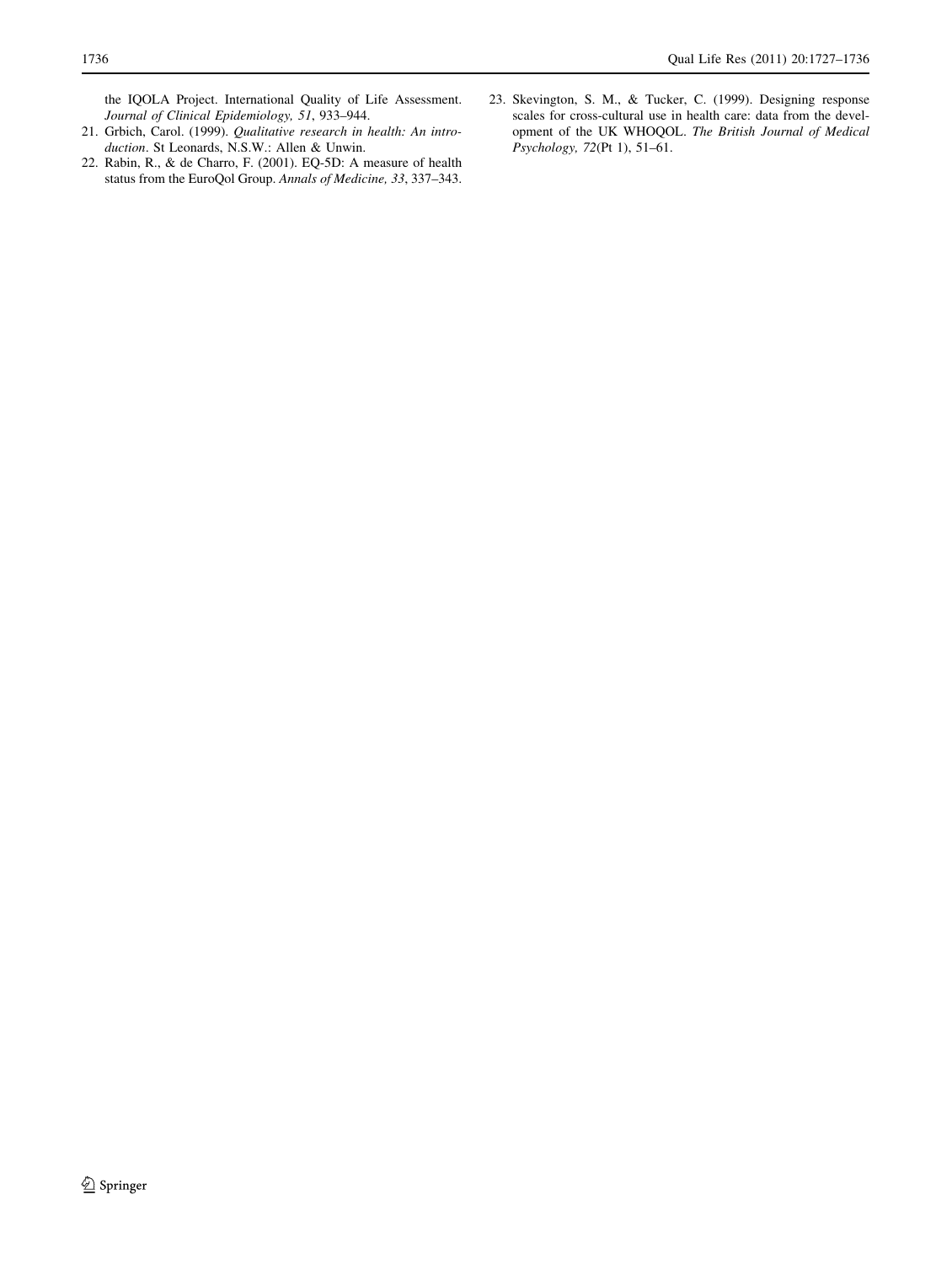the IQOLA Project. International Quality of Life Assessment. *Journal of Clinical Epidemiology, 51*, 933–944.

21. Grbich, Carol. (1999). *Qualitative research in health: An introduction*. St Leonards, N.S.W.: Allen & Unwin.
22. Rabin, R., & de Charro, F. (2001). EQ-5D: A measure of health status from the EuroQol Group. *Annals of Medicine, 33*, 337–343.
23. Skevington, S. M., & Tucker, C. (1999). Designing response scales for cross-cultural use in health care: data from the development of the UK WHOQOL. *The British Journal of Medical Psychology, 72*(Pt 1), 51–61.